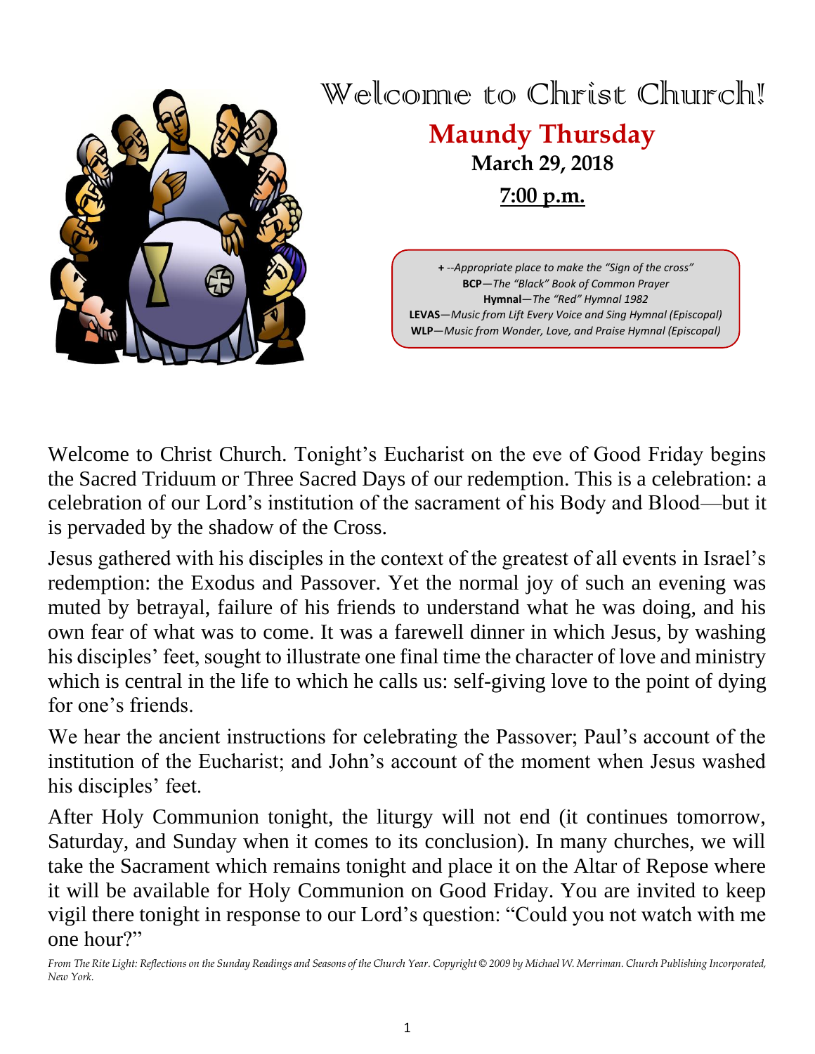# Welcome to Christ Church!

## Maundy Thursday

**March 29, 2018**

**7:00 p.m.**

> **+** *--Appropriate place to make the "Sign of the cross"*
> **BCP**—*The "Black" Book of Common Prayer*
> **Hymnal**—*The "Red" Hymnal 1982*
> **LEVAS**—*Music from Lift Every Voice and Sing Hymnal (Episcopal)*
> **WLP**—*Music from Wonder, Love, and Praise Hymnal (Episcopal)*

Welcome to Christ Church. Tonight's Eucharist on the eve of Good Friday begins the Sacred Triduum or Three Sacred Days of our redemption. This is a celebration: a celebration of our Lord's institution of the sacrament of his Body and Blood—but it is pervaded by the shadow of the Cross.

Jesus gathered with his disciples in the context of the greatest of all events in Israel's redemption: the Exodus and Passover. Yet the normal joy of such an evening was muted by betrayal, failure of his friends to understand what he was doing, and his own fear of what was to come. It was a farewell dinner in which Jesus, by washing his disciples' feet, sought to illustrate one final time the character of love and ministry which is central in the life to which he calls us: self-giving love to the point of dying for one's friends.

We hear the ancient instructions for celebrating the Passover; Paul's account of the institution of the Eucharist; and John's account of the moment when Jesus washed his disciples' feet.

After Holy Communion tonight, the liturgy will not end (it continues tomorrow, Saturday, and Sunday when it comes to its conclusion). In many churches, we will take the Sacrament which remains tonight and place it on the Altar of Repose where it will be available for Holy Communion on Good Friday. You are invited to keep vigil there tonight in response to our Lord's question: "Could you not watch with me one hour?"

*From The Rite Light: Reflections on the Sunday Readings and Seasons of the Church Year. Copyright © 2009 by Michael W. Merriman. Church Publishing Incorporated, New York.*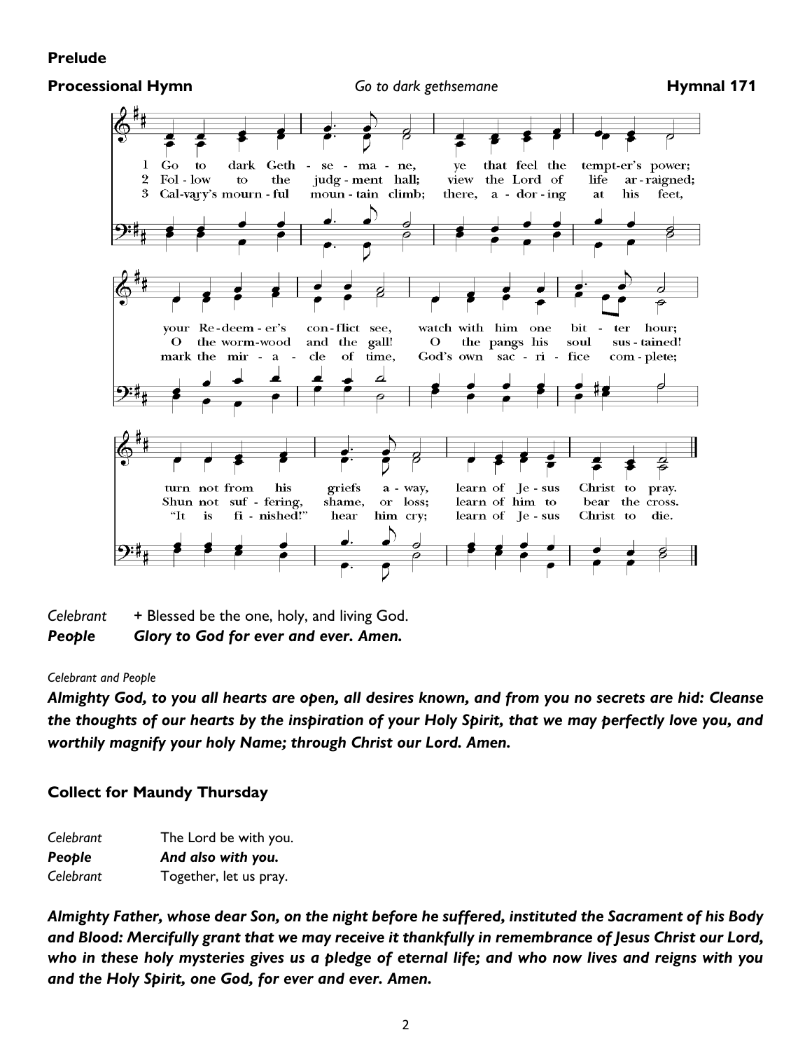**Prelude**

**Processional Hymn** *Go to dark gethsemane* **Hymnal 171**

1 Go to dark Geth - se - ma - ne, ye that feel the tempt-er's power; your Re-deem - er's con-flict see, watch with him one bit - ter hour; turn not from his griefs a - way, learn of Je - sus Christ to pray.

2 Fol - low to the judg - ment hall; view the Lord of life ar - raigned; O the worm-wood and the gall! O the pangs his soul sus - tained! Shun not suf - fering, shame, or loss; learn of him to bear the cross.

3 Cal-vary's mourn - ful moun - tain climb; there, a - dor - ing at his feet, mark the mir - a - cle of time, God's own sac - ri - fice com - plete; "It is fi - nished!" hear him cry; learn of Je - sus Christ to die.

*Celebrant* + Blessed be the one, holy, and living God.
***People*** ***Glory to God for ever and ever. Amen.***

*Celebrant and People*

***Almighty God, to you all hearts are open, all desires known, and from you no secrets are hid: Cleanse the thoughts of our hearts by the inspiration of your Holy Spirit, that we may perfectly love you, and worthily magnify your holy Name; through Christ our Lord. Amen.***

**Collect for Maundy Thursday**

*Celebrant* The Lord be with you.
***People*** ***And also with you.***
*Celebrant* Together, let us pray.

***Almighty Father, whose dear Son, on the night before he suffered, instituted the Sacrament of his Body and Blood: Mercifully grant that we may receive it thankfully in remembrance of Jesus Christ our Lord, who in these holy mysteries gives us a pledge of eternal life; and who now lives and reigns with you and the Holy Spirit, one God, for ever and ever. Amen.***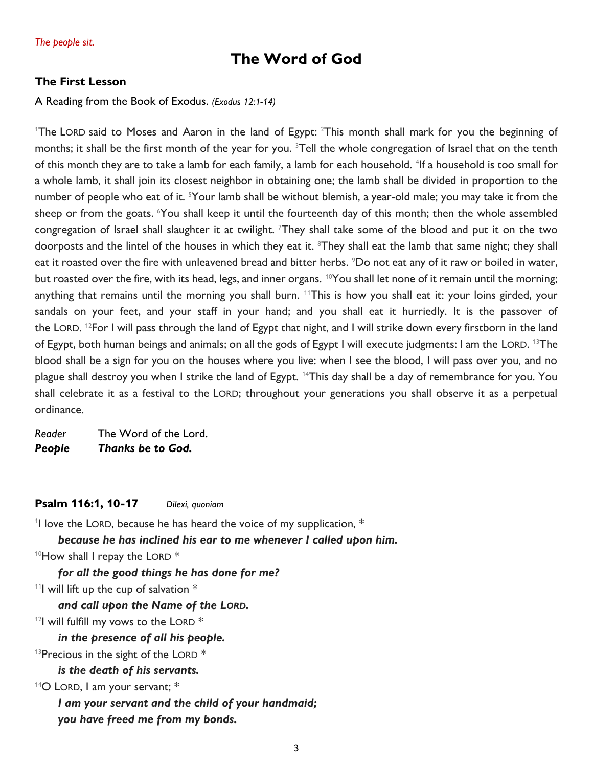*The people sit.*

# The Word of God

### The First Lesson

A Reading from the Book of Exodus. *(Exodus 12:1-14)*

[1]The LORD said to Moses and Aaron in the land of Egypt: [2]This month shall mark for you the beginning of months; it shall be the first month of the year for you. [3]Tell the whole congregation of Israel that on the tenth of this month they are to take a lamb for each family, a lamb for each household. [4]If a household is too small for a whole lamb, it shall join its closest neighbor in obtaining one; the lamb shall be divided in proportion to the number of people who eat of it. [5]Your lamb shall be without blemish, a year-old male; you may take it from the sheep or from the goats. [6]You shall keep it until the fourteenth day of this month; then the whole assembled congregation of Israel shall slaughter it at twilight. [7]They shall take some of the blood and put it on the two doorposts and the lintel of the houses in which they eat it. [8]They shall eat the lamb that same night; they shall eat it roasted over the fire with unleavened bread and bitter herbs. [9]Do not eat any of it raw or boiled in water, but roasted over the fire, with its head, legs, and inner organs. [10]You shall let none of it remain until the morning; anything that remains until the morning you shall burn. [11]This is how you shall eat it: your loins girded, your sandals on your feet, and your staff in your hand; and you shall eat it hurriedly. It is the passover of the LORD. [12]For I will pass through the land of Egypt that night, and I will strike down every firstborn in the land of Egypt, both human beings and animals; on all the gods of Egypt I will execute judgments: I am the LORD. [13]The blood shall be a sign for you on the houses where you live: when I see the blood, I will pass over you, and no plague shall destroy you when I strike the land of Egypt. [14]This day shall be a day of remembrance for you. You shall celebrate it as a festival to the LORD; throughout your generations you shall observe it as a perpetual ordinance.

*Reader* The Word of the Lord.
***People*** ***Thanks be to God.***

### Psalm 116:1, 10-17 *Dilexi, quoniam*

[1]I love the LORD, because he has heard the voice of my supplication, *
 ***because he has inclined his ear to me whenever I called upon him.***
[10]How shall I repay the LORD *
 ***for all the good things he has done for me?***
[11]I will lift up the cup of salvation *
 ***and call upon the Name of the LORD.***
[12]I will fulfill my vows to the LORD *
 ***in the presence of all his people.***
[13]Precious in the sight of the LORD *
 ***is the death of his servants.***
[14]O LORD, I am your servant; *
 ***I am your servant and the child of your handmaid;***
 ***you have freed me from my bonds.***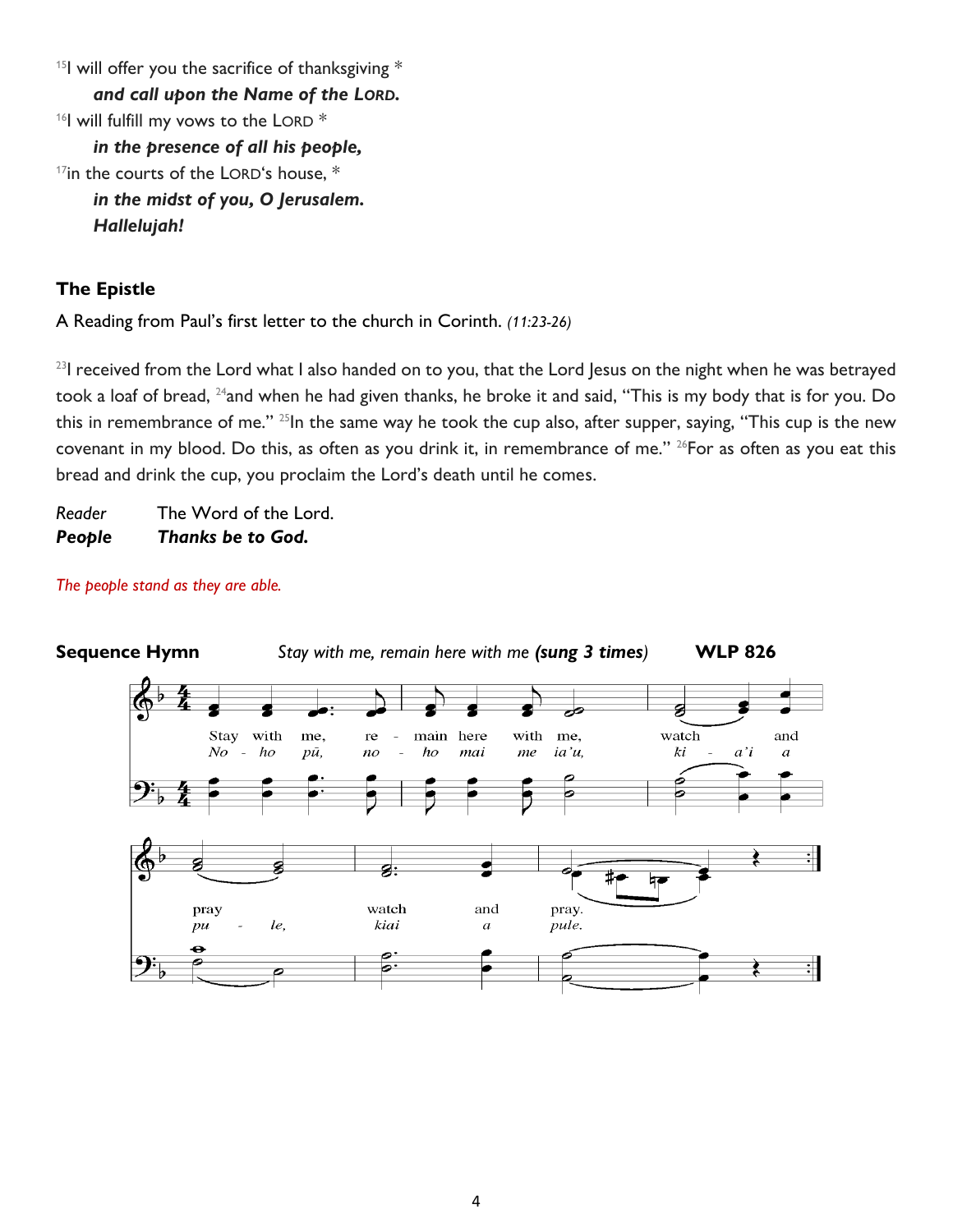[15]I will offer you the sacrifice of thanksgiving *
*and call upon the Name of the Lord.*
[16]I will fulfill my vows to the Lord *
*in the presence of all his people,*
[17]in the courts of the Lord's house, *
*in the midst of you, O Jerusalem.*
*Hallelujah!*

### The Epistle

A Reading from Paul's first letter to the church in Corinth. *(11:23-26)*

[23]I received from the Lord what I also handed on to you, that the Lord Jesus on the night when he was betrayed took a loaf of bread, [24]and when he had given thanks, he broke it and said, "This is my body that is for you. Do this in remembrance of me." [25]In the same way he took the cup also, after supper, saying, "This cup is the new covenant in my blood. Do this, as often as you drink it, in remembrance of me." [26]For as often as you eat this bread and drink the cup, you proclaim the Lord's death until he comes.

*Reader* The Word of the Lord.
***People*** ***Thanks be to God.***

*The people stand as they are able.*

**Sequence Hymn** *Stay with me, remain here with me* ***(sung 3 times)*** **WLP 826**

Stay with me, remain here with me, watch and pray watch and pray.
*No - ho pū, no - ho mai me ia'u, ki - a'i a pu - le, kiai a pule.*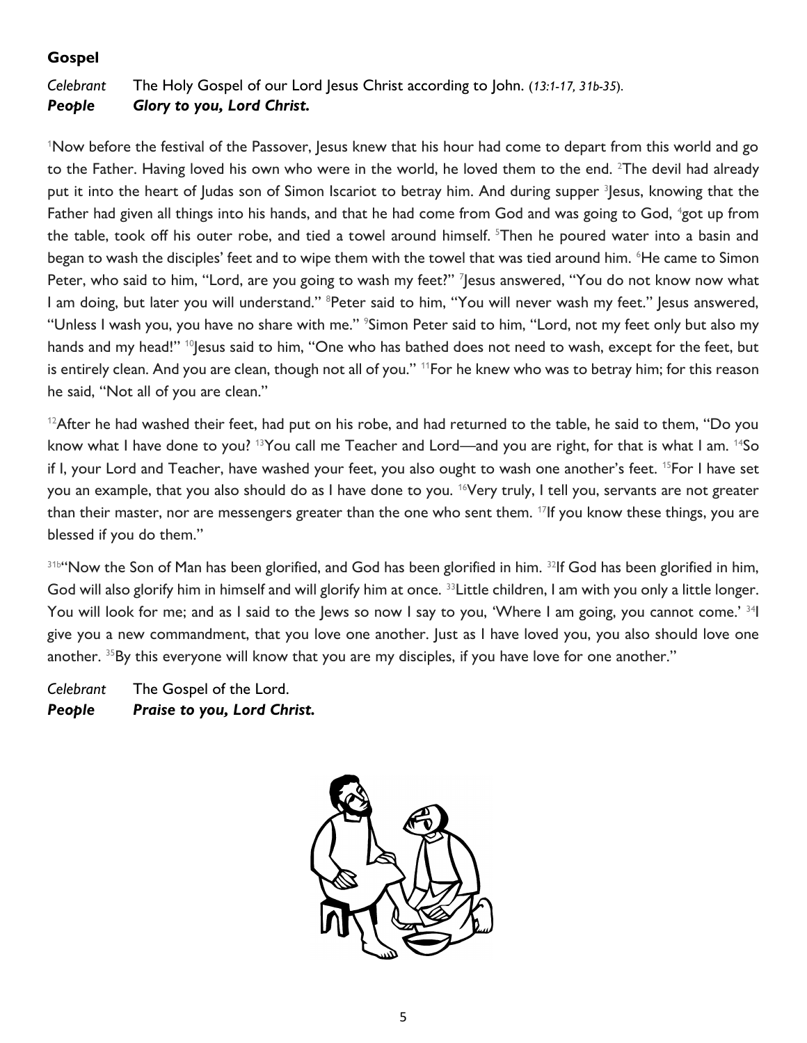### Gospel

*Celebrant* The Holy Gospel of our Lord Jesus Christ according to John. (*13:1-17, 31b-35*).
***People*** ***Glory to you, Lord Christ.***

[1]Now before the festival of the Passover, Jesus knew that his hour had come to depart from this world and go to the Father. Having loved his own who were in the world, he loved them to the end. [2]The devil had already put it into the heart of Judas son of Simon Iscariot to betray him. And during supper [3]Jesus, knowing that the Father had given all things into his hands, and that he had come from God and was going to God, [4]got up from the table, took off his outer robe, and tied a towel around himself. [5]Then he poured water into a basin and began to wash the disciples' feet and to wipe them with the towel that was tied around him. [6]He came to Simon Peter, who said to him, "Lord, are you going to wash my feet?" [7]Jesus answered, "You do not know now what I am doing, but later you will understand." [8]Peter said to him, "You will never wash my feet." Jesus answered, "Unless I wash you, you have no share with me." [9]Simon Peter said to him, "Lord, not my feet only but also my hands and my head!" [10]Jesus said to him, "One who has bathed does not need to wash, except for the feet, but is entirely clean. And you are clean, though not all of you." [11]For he knew who was to betray him; for this reason he said, "Not all of you are clean."

[12]After he had washed their feet, had put on his robe, and had returned to the table, he said to them, "Do you know what I have done to you? [13]You call me Teacher and Lord—and you are right, for that is what I am. [14]So if I, your Lord and Teacher, have washed your feet, you also ought to wash one another's feet. [15]For I have set you an example, that you also should do as I have done to you. [16]Very truly, I tell you, servants are not greater than their master, nor are messengers greater than the one who sent them. [17]If you know these things, you are blessed if you do them."

[31b]"Now the Son of Man has been glorified, and God has been glorified in him. [32]If God has been glorified in him, God will also glorify him in himself and will glorify him at once. [33]Little children, I am with you only a little longer. You will look for me; and as I said to the Jews so now I say to you, 'Where I am going, you cannot come.' [34]I give you a new commandment, that you love one another. Just as I have loved you, you also should love one another. [35]By this everyone will know that you are my disciples, if you have love for one another."

*Celebrant* The Gospel of the Lord.
***People*** ***Praise to you, Lord Christ.***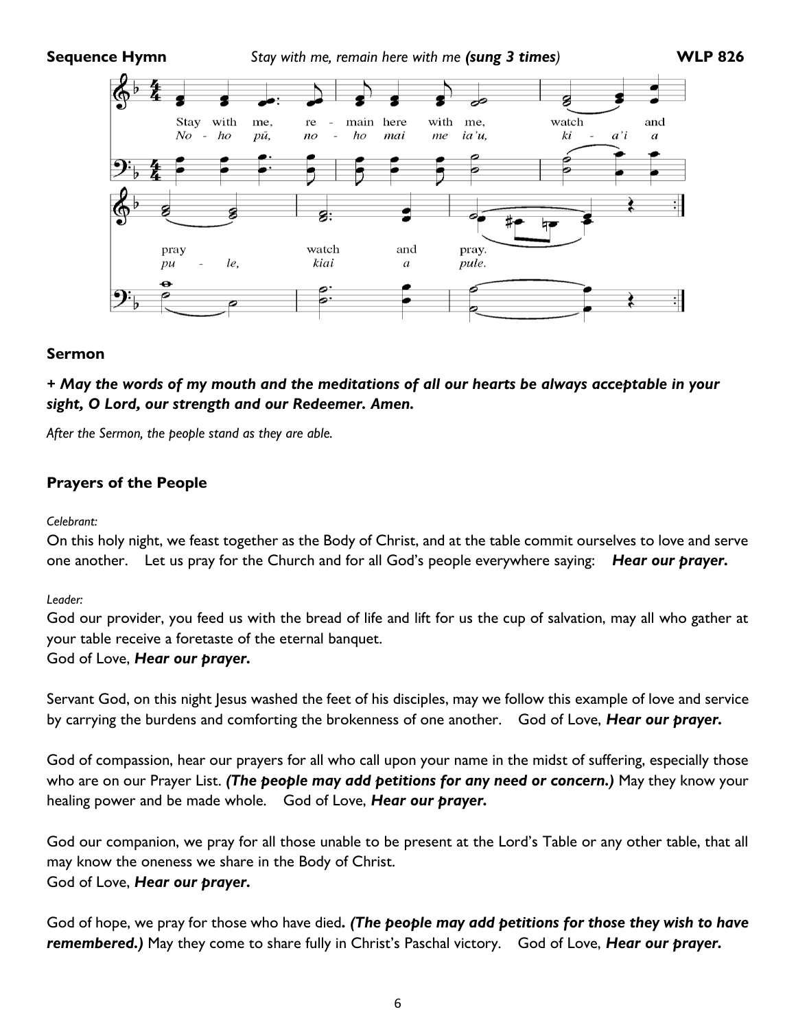**Sequence Hymn** *Stay with me, remain here with me* ***(sung 3 times)*** **WLP 826**

Stay with me, remain here with me, watch and pray, watch and pray.
*No - ho pū, no - ho mai me ia'u, ki - a'i a pu - le, kiai a pule.*

## Sermon

***+ May the words of my mouth and the meditations of all our hearts be always acceptable in your sight, O Lord, our strength and our Redeemer. Amen.***

*After the Sermon, the people stand as they are able.*

## Prayers of the People

*Celebrant:*

On this holy night, we feast together as the Body of Christ, and at the table commit ourselves to love and serve one another. Let us pray for the Church and for all God's people everywhere saying: ***Hear our prayer.***

*Leader:*

God our provider, you feed us with the bread of life and lift for us the cup of salvation, may all who gather at your table receive a foretaste of the eternal banquet.
God of Love, ***Hear our prayer.***

Servant God, on this night Jesus washed the feet of his disciples, may we follow this example of love and service by carrying the burdens and comforting the brokenness of one another. God of Love, ***Hear our prayer.***

God of compassion, hear our prayers for all who call upon your name in the midst of suffering, especially those who are on our Prayer List. ***(The people may add petitions for any need or concern.)*** May they know your healing power and be made whole. God of Love, ***Hear our prayer.***

God our companion, we pray for all those unable to be present at the Lord's Table or any other table, that all may know the oneness we share in the Body of Christ.
God of Love, ***Hear our prayer.***

God of hope, we pray for those who have died**.** ***(The people may add petitions for those they wish to have remembered.)*** May they come to share fully in Christ's Paschal victory. God of Love, ***Hear our prayer.***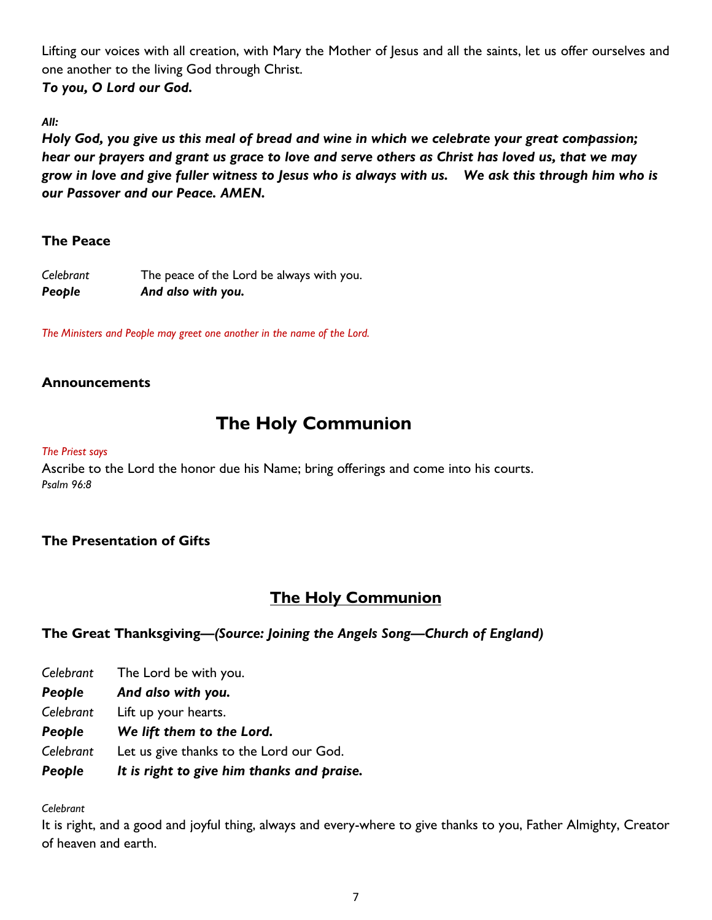Lifting our voices with all creation, with Mary the Mother of Jesus and all the saints, let us offer ourselves and one another to the living God through Christ.
***To you, O Lord our God.***

***All:***
***Holy God, you give us this meal of bread and wine in which we celebrate your great compassion; hear our prayers and grant us grace to love and serve others as Christ has loved us, that we may grow in love and give fuller witness to Jesus who is always with us. We ask this through him who is our Passover and our Peace. AMEN.***

### The Peace

*Celebrant* The peace of the Lord be always with you.
***People*** ***And also with you.***

*The Ministers and People may greet one another in the name of the Lord.*

### Announcements

## The Holy Communion

*The Priest says*
Ascribe to the Lord the honor due his Name; bring offerings and come into his courts.
*Psalm 96:8*

### The Presentation of Gifts

## The Holy Communion

### The Great Thanksgiving—*(Source: Joining the Angels Song—Church of England)*

*Celebrant* The Lord be with you.
***People*** ***And also with you.***
*Celebrant* Lift up your hearts.
***People*** ***We lift them to the Lord.***
*Celebrant* Let us give thanks to the Lord our God.
***People*** ***It is right to give him thanks and praise.***

*Celebrant*
It is right, and a good and joyful thing, always and every-where to give thanks to you, Father Almighty, Creator of heaven and earth.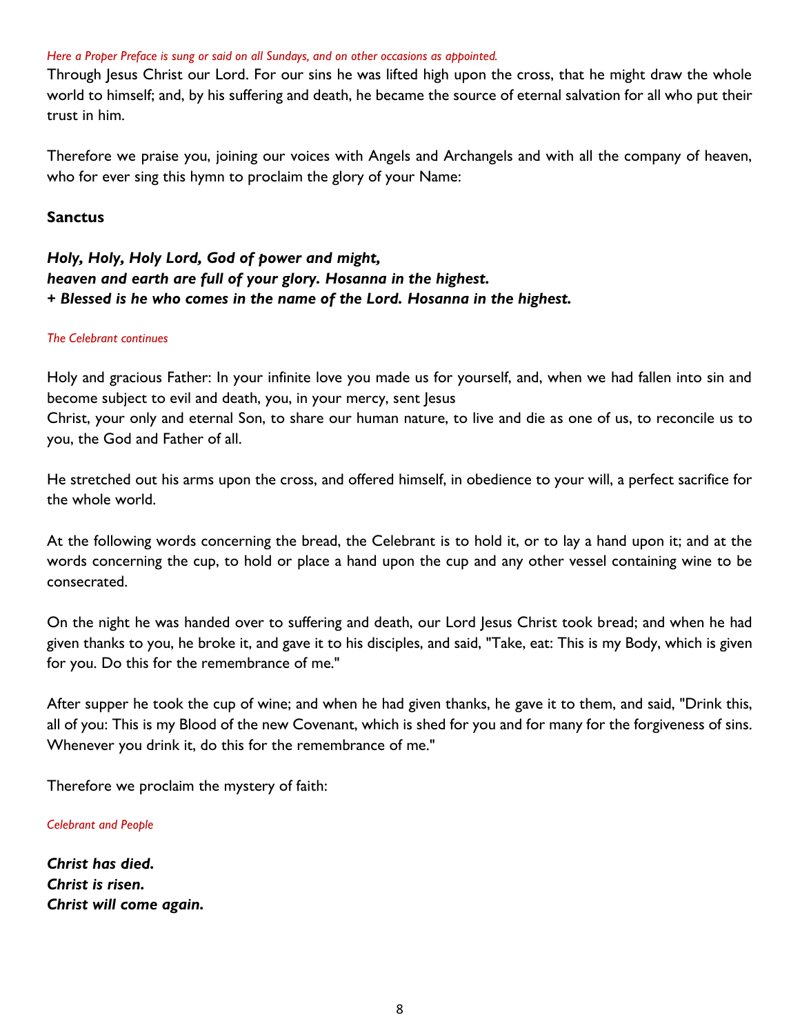*Here a Proper Preface is sung or said on all Sundays, and on other occasions as appointed.*

Through Jesus Christ our Lord. For our sins he was lifted high upon the cross, that he might draw the whole world to himself; and, by his suffering and death, he became the source of eternal salvation for all who put their trust in him.

Therefore we praise you, joining our voices with Angels and Archangels and with all the company of heaven, who for ever sing this hymn to proclaim the glory of your Name:

**Sanctus**

***Holy, Holy, Holy Lord, God of power and might,***
***heaven and earth are full of your glory. Hosanna in the highest.***
***+ Blessed is he who comes in the name of the Lord. Hosanna in the highest.***

*The Celebrant continues*

Holy and gracious Father: In your infinite love you made us for yourself, and, when we had fallen into sin and become subject to evil and death, you, in your mercy, sent Jesus Christ, your only and eternal Son, to share our human nature, to live and die as one of us, to reconcile us to you, the God and Father of all.

He stretched out his arms upon the cross, and offered himself, in obedience to your will, a perfect sacrifice for the whole world.

At the following words concerning the bread, the Celebrant is to hold it, or to lay a hand upon it; and at the words concerning the cup, to hold or place a hand upon the cup and any other vessel containing wine to be consecrated.

On the night he was handed over to suffering and death, our Lord Jesus Christ took bread; and when he had given thanks to you, he broke it, and gave it to his disciples, and said, "Take, eat: This is my Body, which is given for you. Do this for the remembrance of me."

After supper he took the cup of wine; and when he had given thanks, he gave it to them, and said, "Drink this, all of you: This is my Blood of the new Covenant, which is shed for you and for many for the forgiveness of sins. Whenever you drink it, do this for the remembrance of me."

Therefore we proclaim the mystery of faith:

*Celebrant and People*

***Christ has died.***
***Christ is risen.***
***Christ will come again.***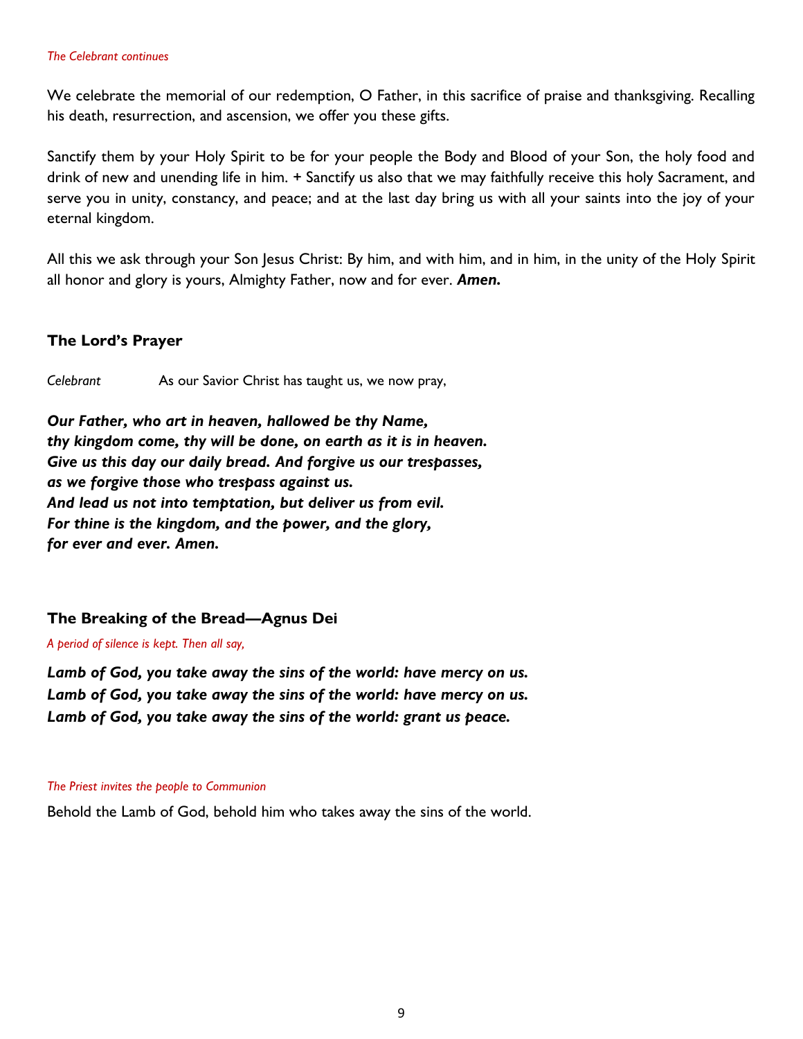*The Celebrant continues*

We celebrate the memorial of our redemption, O Father, in this sacrifice of praise and thanksgiving. Recalling his death, resurrection, and ascension, we offer you these gifts.

Sanctify them by your Holy Spirit to be for your people the Body and Blood of your Son, the holy food and drink of new and unending life in him. + Sanctify us also that we may faithfully receive this holy Sacrament, and serve you in unity, constancy, and peace; and at the last day bring us with all your saints into the joy of your eternal kingdom.

All this we ask through your Son Jesus Christ: By him, and with him, and in him, in the unity of the Holy Spirit all honor and glory is yours, Almighty Father, now and for ever. ***Amen.***

## The Lord's Prayer

*Celebrant* As our Savior Christ has taught us, we now pray,

***Our Father, who art in heaven, hallowed be thy Name,***
***thy kingdom come, thy will be done, on earth as it is in heaven.***
***Give us this day our daily bread. And forgive us our trespasses,***
***as we forgive those who trespass against us.***
***And lead us not into temptation, but deliver us from evil.***
***For thine is the kingdom, and the power, and the glory,***
***for ever and ever. Amen.***

## The Breaking of the Bread—Agnus Dei

*A period of silence is kept. Then all say,*

***Lamb of God, you take away the sins of the world: have mercy on us.***
***Lamb of God, you take away the sins of the world: have mercy on us.***
***Lamb of God, you take away the sins of the world: grant us peace.***

*The Priest invites the people to Communion*

Behold the Lamb of God, behold him who takes away the sins of the world.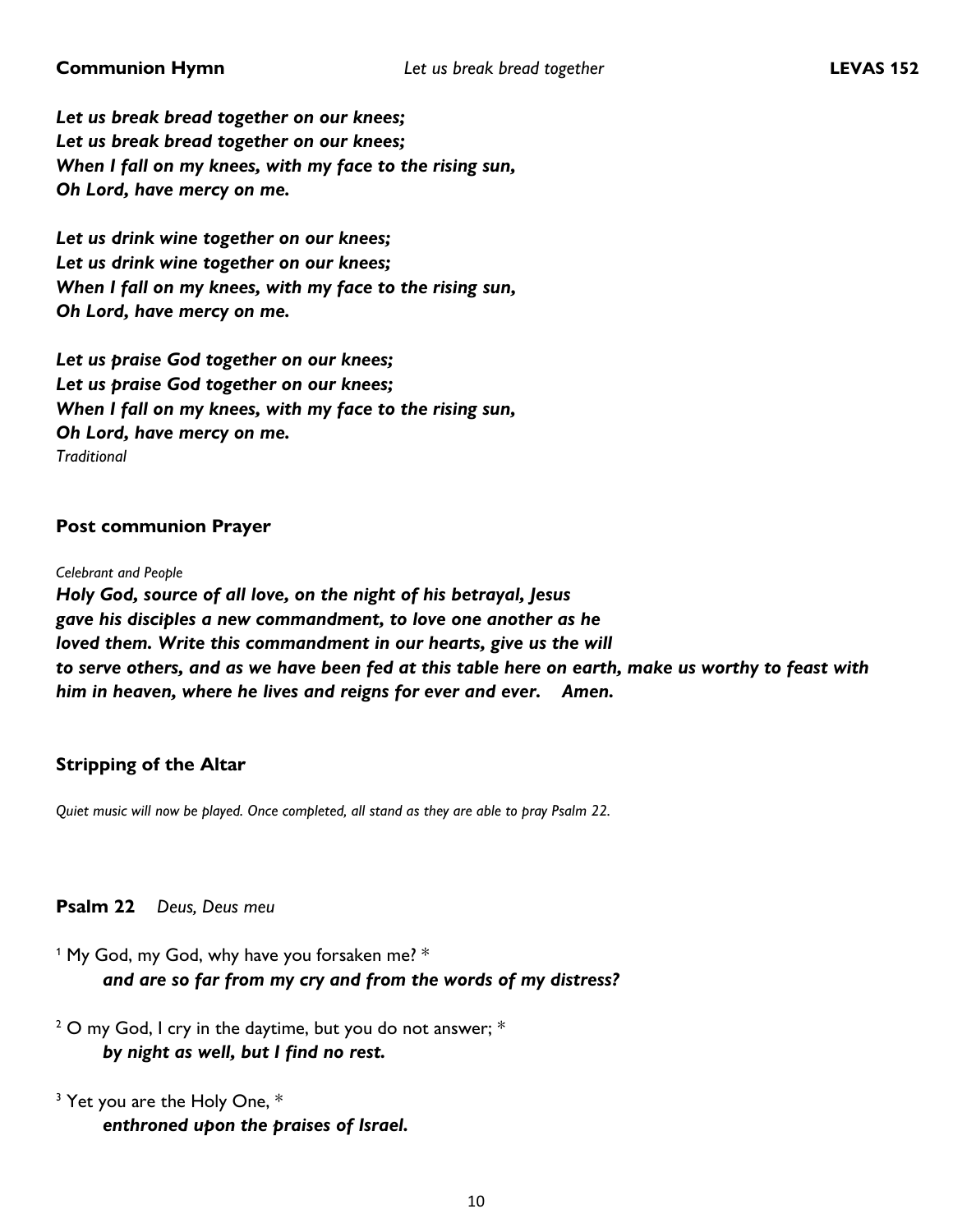**Communion Hymn** *Let us break bread together* **LEVAS 152**

***Let us break bread together on our knees;***
***Let us break bread together on our knees;***
***When I fall on my knees, with my face to the rising sun,***
***Oh Lord, have mercy on me.***

***Let us drink wine together on our knees;***
***Let us drink wine together on our knees;***
***When I fall on my knees, with my face to the rising sun,***
***Oh Lord, have mercy on me.***

***Let us praise God together on our knees;***
***Let us praise God together on our knees;***
***When I fall on my knees, with my face to the rising sun,***
***Oh Lord, have mercy on me.***
*Traditional*

**Post communion Prayer**

*Celebrant and People*
***Holy God, source of all love, on the night of his betrayal, Jesus gave his disciples a new commandment, to love one another as he loved them. Write this commandment in our hearts, give us the will to serve others, and as we have been fed at this table here on earth, make us worthy to feast with him in heaven, where he lives and reigns for ever and ever. Amen.***

**Stripping of the Altar**

*Quiet music will now be played. Once completed, all stand as they are able to pray Psalm 22.*

**Psalm 22** *Deus, Deus meu*

1 My God, my God, why have you forsaken me? *
***and are so far from my cry and from the words of my distress?***

2 O my God, I cry in the daytime, but you do not answer; *
***by night as well, but I find no rest.***

3 Yet you are the Holy One, *
***enthroned upon the praises of Israel.***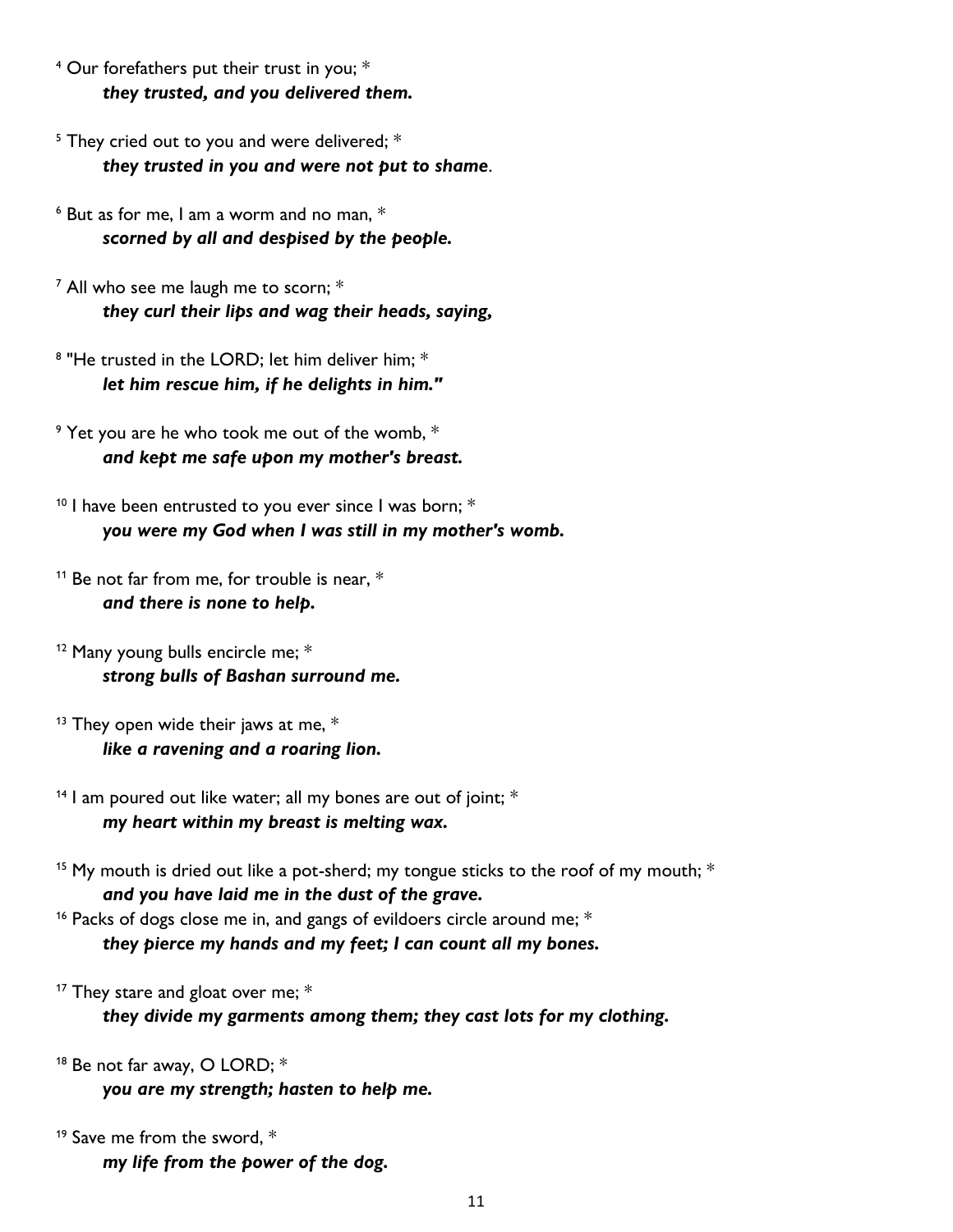[4] Our forefathers put their trust in you; *
***they trusted, and you delivered them.***

[5] They cried out to you and were delivered; *
***they trusted in you and were not put to shame***.

[6] But as for me, I am a worm and no man, *
***scorned by all and despised by the people.***

[7] All who see me laugh me to scorn; *
***they curl their lips and wag their heads, saying,***

[8] "He trusted in the LORD; let him deliver him; *
***let him rescue him, if he delights in him."***

[9] Yet you are he who took me out of the womb, *
***and kept me safe upon my mother's breast.***

[10] I have been entrusted to you ever since I was born; *
***you were my God when I was still in my mother's womb.***

[11] Be not far from me, for trouble is near, *
***and there is none to help.***

[12] Many young bulls encircle me; *
***strong bulls of Bashan surround me.***

[13] They open wide their jaws at me, *
***like a ravening and a roaring lion.***

[14] I am poured out like water; all my bones are out of joint; *
***my heart within my breast is melting wax.***

[15] My mouth is dried out like a pot-sherd; my tongue sticks to the roof of my mouth; *
***and you have laid me in the dust of the grave.***

[16] Packs of dogs close me in, and gangs of evildoers circle around me; *
***they pierce my hands and my feet; I can count all my bones.***

[17] They stare and gloat over me; *
***they divide my garments among them; they cast lots for my clothing.***

[18] Be not far away, O LORD; *
***you are my strength; hasten to help me.***

[19] Save me from the sword, *
***my life from the power of the dog.***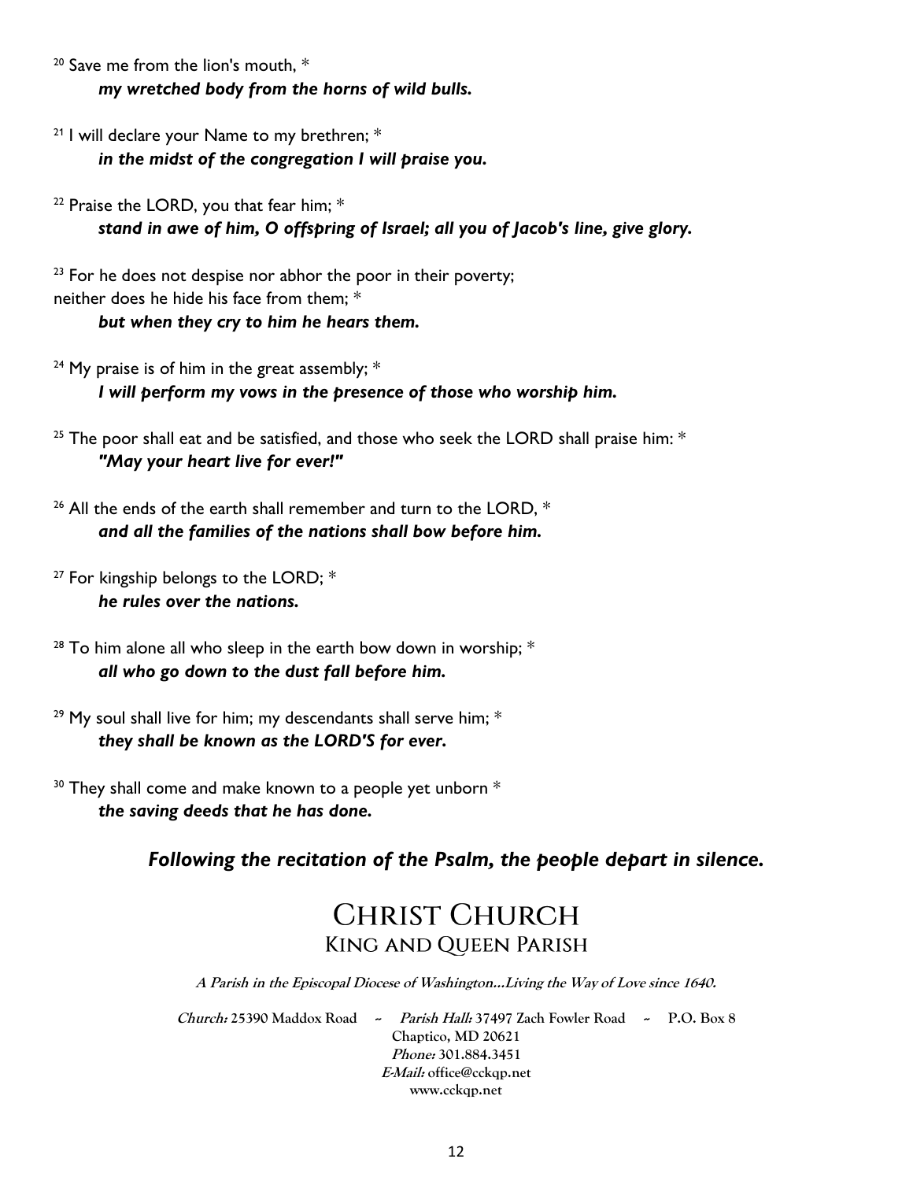[20] Save me from the lion's mouth, *
*my wretched body from the horns of wild bulls.*

[21] I will declare your Name to my brethren; *
*in the midst of the congregation I will praise you.*

[22] Praise the LORD, you that fear him; *
*stand in awe of him, O offspring of Israel; all you of Jacob's line, give glory.*

[23] For he does not despise nor abhor the poor in their poverty;
neither does he hide his face from them; *
*but when they cry to him he hears them.*

[24] My praise is of him in the great assembly; *
*I will perform my vows in the presence of those who worship him.*

[25] The poor shall eat and be satisfied, and those who seek the LORD shall praise him: *
*"May your heart live for ever!"*

[26] All the ends of the earth shall remember and turn to the LORD, *
*and all the families of the nations shall bow before him.*

[27] For kingship belongs to the LORD; *
*he rules over the nations.*

[28] To him alone all who sleep in the earth bow down in worship; *
*all who go down to the dust fall before him.*

[29] My soul shall live for him; my descendants shall serve him; *
*they shall be known as the LORD'S for ever.*

[30] They shall come and make known to a people yet unborn *
*the saving deeds that he has done.*

***Following the recitation of the Psalm, the people depart in silence.***

# Christ Church
## King and Queen Parish

***A Parish in the Episcopal Diocese of Washington…Living the Way of Love since 1640.***

***Church:*** **25390 Maddox Road ~ *Parish Hall:* 37497 Zach Fowler Road ~ P.O. Box 8**
**Chaptico, MD 20621**
***Phone:*** **301.884.3451**
***E-Mail:*** **office@cckqp.net**
**www.cckqp.net**